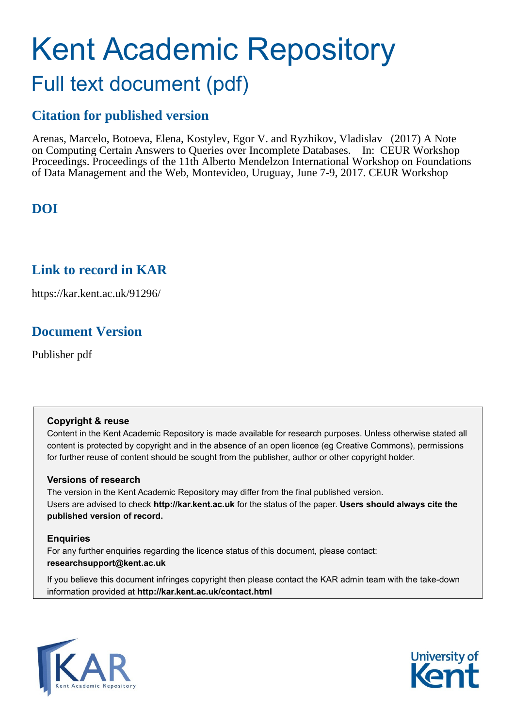# Kent Academic Repository

## Full text document (pdf)

## Citation for published version

Arenas, Marcelo, Botoeva, Elena, Kostylev, Egor V. and Ryzhikov, Vladislav (2017) A Note on Computing Certain Answers to Queries over Incomplete Databases. In: CEUR Workshop Proceedings. Proceedings of the 11th Alberto Mendelzon International Workshop on Foundations of Data Management and the Web, Montevideo, Uruguay, June 7-9, 2017. CEUR Workshop

## DOI

## Link to record in KAR

https://kar.kent.ac.uk/91296/

## Document Version

Publisher pdf

### Copyright & reuse

Content in the Kent Academic Repository is made available for research purposes. Unless otherwise stated all content is protected by copyright and in the absence of an open licence (eg Creative Commons), permissions for further reuse of content should be sought from the publisher, author or other copyright holder.

### Versions of research

The version in the Kent Academic Repository may differ from the final published version. Users are advised to check **http://kar.kent.ac.uk** for the status of the paper. **Users should always cite the published version of record.**

### Enquiries

For any further enquiries regarding the licence status of this document, please contact: **researchsupport@kent.ac.uk**

If you believe this document infringes copyright then please contact the KAR admin team with the take-down information provided at **http://kar.kent.ac.uk/contact.html**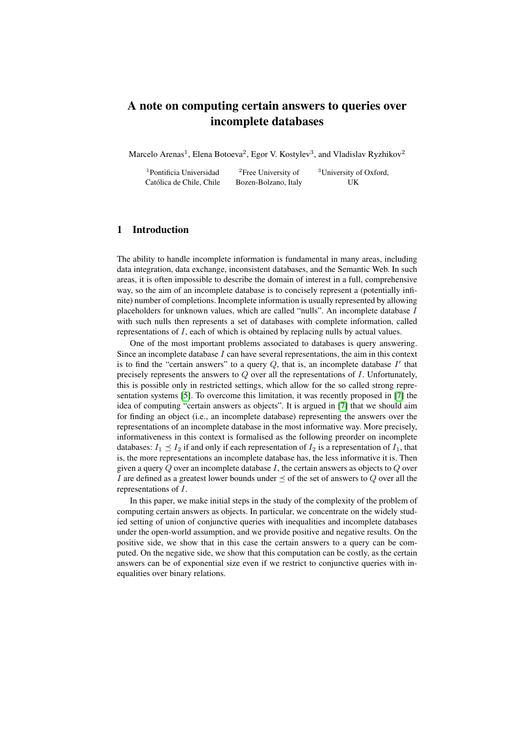# A note on computing certain answers to queries over incomplete databases

Marcelo Arenas[1], Elena Botoeva[2], Egor V. Kostylev[3], and Vladislav Ryzhikov[2]

[1]Pontificia Universidad Católica de Chile, Chile [2]Free University of Bozen-Bolzano, Italy [3]University of Oxford, UK

## 1 Introduction

The ability to handle incomplete information is fundamental in many areas, including data integration, data exchange, inconsistent databases, and the Semantic Web. In such areas, it is often impossible to describe the domain of interest in a full, comprehensive way, so the aim of an incomplete database is to concisely represent a (potentially infinite) number of completions. Incomplete information is usually represented by allowing placeholders for unknown values, which are called "nulls". An incomplete database $I$ with such nulls then represents a set of databases with complete information, called representations of $I$, each of which is obtained by replacing nulls by actual values.

One of the most important problems associated to databases is query answering. Since an incomplete database $I$ can have several representations, the aim in this context is to find the "certain answers" to a query $Q$, that is, an incomplete database $I'$ that precisely represents the answers to $Q$ over all the representations of $I$. Unfortunately, this is possible only in restricted settings, which allow for the so called strong representation systems [5]. To overcome this limitation, it was recently proposed in [7] the idea of computing "certain answers as objects". It is argued in [7] that we should aim for finding an object (i.e., an incomplete database) representing the answers over the representations of an incomplete database in the most informative way. More precisely, informativeness in this context is formalised as the following preorder on incomplete databases: $I_1 \preceq I_2$ if and only if each representation of $I_2$ is a representation of $I_1$, that is, the more representations an incomplete database has, the less informative it is. Then given a query $Q$ over an incomplete database $I$, the certain answers as objects to $Q$ over $I$ are defined as a greatest lower bounds under $\preceq$ of the set of answers to $Q$ over all the representations of $I$.

In this paper, we make initial steps in the study of the complexity of the problem of computing certain answers as objects. In particular, we concentrate on the widely studied setting of union of conjunctive queries with inequalities and incomplete databases under the open-world assumption, and we provide positive and negative results. On the positive side, we show that in this case the certain answers to a query can be computed. On the negative side, we show that this computation can be costly, as the certain answers can be of exponential size even if we restrict to conjunctive queries with inequalities over binary relations.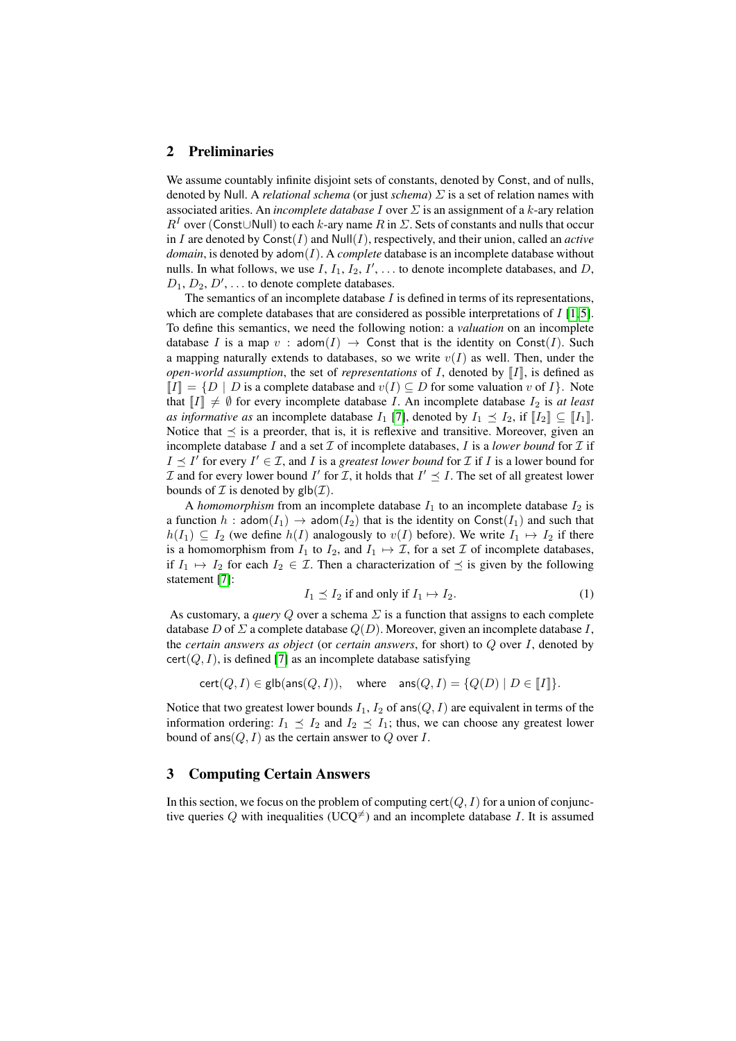## 2 Preliminaries

We assume countably infinite disjoint sets of constants, denoted by $\mathsf{Const}$, and of nulls, denoted by $\mathsf{Null}$. A *relational schema* (or just *schema*) $\Sigma$ is a set of relation names with associated arities. An *incomplete database* $I$ over $\Sigma$ is an assignment of a $k$-ary relation $R^I$ over ($\mathsf{Const} \cup \mathsf{Null}$) to each $k$-ary name $R$ in $\Sigma$. Sets of constants and nulls that occur in $I$ are denoted by $\mathsf{Const}(I)$ and $\mathsf{Null}(I)$, respectively, and their union, called an *active domain*, is denoted by $\mathsf{adom}(I)$. A *complete* database is an incomplete database without nulls. In what follows, we use $I$, $I_1$, $I_2$, $I'$, ... to denote incomplete databases, and $D$, $D_1$, $D_2$, $D'$, ... to denote complete databases.

The semantics of an incomplete database $I$ is defined in terms of its representations, which are complete databases that are considered as possible interpretations of $I$ [1,5]. To define this semantics, we need the following notion: a *valuation* on an incomplete database $I$ is a map $v : \mathsf{adom}(I) \to \mathsf{Const}$ that is the identity on $\mathsf{Const}(I)$. Such a mapping naturally extends to databases, so we write $v(I)$ as well. Then, under the *open-world assumption*, the set of *representations* of $I$, denoted by $[\![I]\!]$, is defined as $[\![I]\!] = \{D \mid D \text{ is a complete database and } v(I) \subseteq D \text{ for some valuation } v \text{ of } I\}$. Note that $[\![I]\!] \neq \emptyset$ for every incomplete database $I$. An incomplete database $I_2$ is *at least as informative as* an incomplete database $I_1$ [7], denoted by $I_1 \preceq I_2$, if $[\![I_2]\!] \subseteq [\![I_1]\!]$. Notice that $\preceq$ is a preorder, that is, it is reflexive and transitive. Moreover, given an incomplete database $I$ and a set $\mathcal{I}$ of incomplete databases, $I$ is a *lower bound* for $\mathcal{I}$ if $I \preceq I'$ for every $I' \in \mathcal{I}$, and $I$ is a *greatest lower bound* for $\mathcal{I}$ if $I$ is a lower bound for $\mathcal{I}$ and for every lower bound $I'$ for $\mathcal{I}$, it holds that $I' \preceq I$. The set of all greatest lower bounds of $\mathcal{I}$ is denoted by $\mathsf{glb}(\mathcal{I})$.

A *homomorphism* from an incomplete database $I_1$ to an incomplete database $I_2$ is a function $h : \mathsf{adom}(I_1) \to \mathsf{adom}(I_2)$ that is the identity on $\mathsf{Const}(I_1)$ and such that $h(I_1) \subseteq I_2$ (we define $h(I)$ analogously to $v(I)$ before). We write $I_1 \mapsto I_2$ if there is a homomorphism from $I_1$ to $I_2$, and $I_1 \mapsto \mathcal{I}$, for a set $\mathcal{I}$ of incomplete databases, if $I_1 \mapsto I_2$ for each $I_2 \in \mathcal{I}$. Then a characterization of $\preceq$ is given by the following statement [7]:

$$I_1 \preceq I_2 \text{ if and only if } I_1 \mapsto I_2. \tag{1}$$

As customary, a *query* $Q$ over a schema $\Sigma$ is a function that assigns to each complete database $D$ of $\Sigma$ a complete database $Q(D)$. Moreover, given an incomplete database $I$, the *certain answers as object* (or *certain answers*, for short) to $Q$ over $I$, denoted by $\mathsf{cert}(Q, I)$, is defined [7] as an incomplete database satisfying

$$\mathsf{cert}(Q, I) \in \mathsf{glb}(\mathsf{ans}(Q, I)), \quad \text{where} \quad \mathsf{ans}(Q, I) = \{Q(D) \mid D \in [\![I]\!]\}.$$

Notice that two greatest lower bounds $I_1$, $I_2$ of $\mathsf{ans}(Q, I)$ are equivalent in terms of the information ordering: $I_1 \preceq I_2$ and $I_2 \preceq I_1$; thus, we can choose any greatest lower bound of $\mathsf{ans}(Q, I)$ as the certain answer to $Q$ over $I$.

## 3 Computing Certain Answers

In this section, we focus on the problem of computing $\mathsf{cert}(Q, I)$ for a union of conjunctive queries $Q$ with inequalities (UCQ$^{\neq}$) and an incomplete database $I$. It is assumed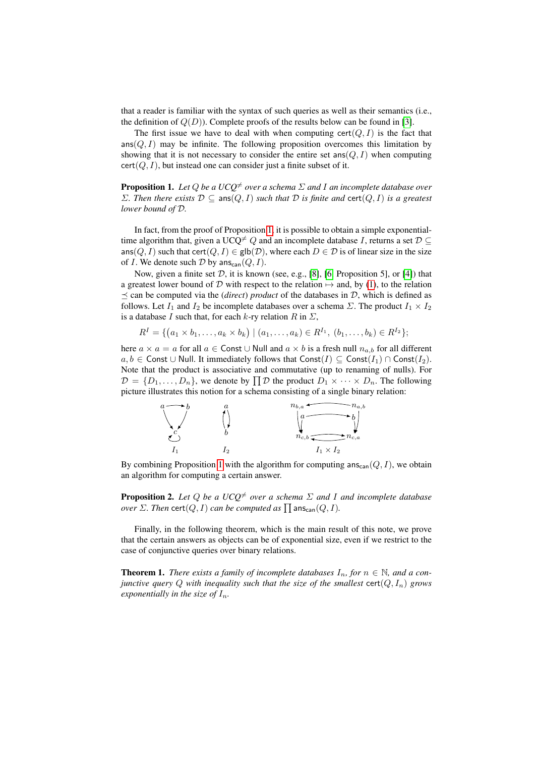that a reader is familiar with the syntax of such queries as well as their semantics (i.e., the definition of $Q(D)$). Complete proofs of the results below can be found in [3].

The first issue we have to deal with when computing $\mathsf{cert}(Q, I)$ is the fact that $\mathsf{ans}(Q, I)$ may be infinite. The following proposition overcomes this limitation by showing that it is not necessary to consider the entire set $\mathsf{ans}(Q, I)$ when computing $\mathsf{cert}(Q, I)$, but instead one can consider just a finite subset of it.

**Proposition 1.** *Let $Q$ be a UCQ$^{\neq}$ over a schema $\Sigma$ and $I$ an incomplete database over $\Sigma$. Then there exists $\mathcal{D} \subseteq \mathsf{ans}(Q, I)$ such that $\mathcal{D}$ is finite and $\mathsf{cert}(Q, I)$ is a greatest lower bound of $\mathcal{D}$.*

In fact, from the proof of Proposition 1, it is possible to obtain a simple exponential-time algorithm that, given a UCQ$^{\neq}$ $Q$ and an incomplete database $I$, returns a set $\mathcal{D} \subseteq \mathsf{ans}(Q, I)$ such that $\mathsf{cert}(Q, I) \in \mathsf{glb}(\mathcal{D})$, where each $D \in \mathcal{D}$ is of linear size in the size of $I$. We denote such $\mathcal{D}$ by $\mathsf{ans}_{\mathsf{can}}(Q, I)$.

Now, given a finite set $\mathcal{D}$, it is known (see, e.g., [8], [6, Proposition 5], or [4]) that a greatest lower bound of $\mathcal{D}$ with respect to the relation $\mapsto$ and, by (1), to the relation $\preceq$ can be computed via the (*direct*) *product* of the databases in $\mathcal{D}$, which is defined as follows. Let $I_1$ and $I_2$ be incomplete databases over a schema $\Sigma$. The product $I_1 \times I_2$ is a database $I$ such that, for each $k$-ry relation $R$ in $\Sigma$,

$$R^I = \{(a_1 \times b_1, \ldots, a_k \times b_k) \mid (a_1, \ldots, a_k) \in R^{I_1},\ (b_1, \ldots, b_k) \in R^{I_2}\};$$

here $a \times a = a$ for all $a \in \mathsf{Const} \cup \mathsf{Null}$ and $a \times b$ is a fresh null $n_{a,b}$ for all different $a, b \in \mathsf{Const} \cup \mathsf{Null}$. It immediately follows that $\mathsf{Const}(I) \subseteq \mathsf{Const}(I_1) \cap \mathsf{Const}(I_2)$. Note that the product is associative and commutative (up to renaming of nulls). For $\mathcal{D} = \{D_1, \ldots, D_n\}$, we denote by $\prod \mathcal{D}$ the product $D_1 \times \cdots \times D_n$. The following picture illustrates this notion for a schema consisting of a single binary relation:

$I_1$ $I_2$ $I_1 \times I_2$

By combining Proposition 1 with the algorithm for computing $\mathsf{ans}_{\mathsf{can}}(Q, I)$, we obtain an algorithm for computing a certain answer.

**Proposition 2.** *Let $Q$ be a UCQ$^{\neq}$ over a schema $\Sigma$ and $I$ and incomplete database over $\Sigma$. Then $\mathsf{cert}(Q, I)$ can be computed as $\prod \mathsf{ans}_{\mathsf{can}}(Q, I)$.*

Finally, in the following theorem, which is the main result of this note, we prove that the certain answers as objects can be of exponential size, even if we restrict to the case of conjunctive queries over binary relations.

**Theorem 1.** *There exists a family of incomplete databases $I_n$, for $n \in \mathbb{N}$, and a conjunctive query $Q$ with inequality such that the size of the smallest $\mathsf{cert}(Q, I_n)$ grows exponentially in the size of $I_n$.*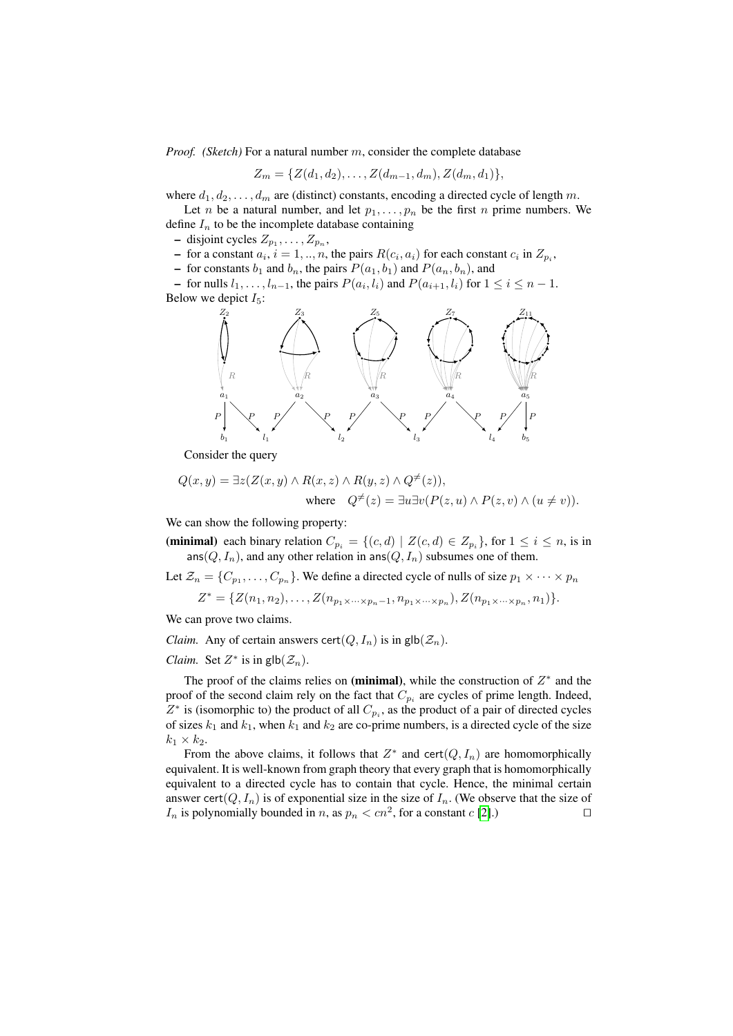*Proof. (Sketch)* For a natural number $m$, consider the complete database

$$Z_m = \{Z(d_1, d_2), \ldots, Z(d_{m-1}, d_m), Z(d_m, d_1)\},$$

where $d_1, d_2, \ldots, d_m$ are (distinct) constants, encoding a directed cycle of length $m$.

Let $n$ be a natural number, and let $p_1, \ldots, p_n$ be the first $n$ prime numbers. We define $I_n$ to be the incomplete database containing

- disjoint cycles $Z_{p_1}, \ldots, Z_{p_n}$,
- for a constant $a_i$, $i = 1, .., n$, the pairs $R(c_i, a_i)$ for each constant $c_i$ in $Z_{p_i}$,
- for constants $b_1$ and $b_n$, the pairs $P(a_1, b_1)$ and $P(a_n, b_n)$, and
- for nulls $l_1, \ldots, l_{n-1}$, the pairs $P(a_i, l_i)$ and $P(a_{i+1}, l_i)$ for $1 \leq i \leq n-1$.

Below we depict $I_5$:

Consider the query

$$Q(x, y) = \exists z (Z(x, y) \wedge R(x, z) \wedge R(y, z) \wedge Q^{\neq}(z)),$$
$$\text{where} \quad Q^{\neq}(z) = \exists u \exists v (P(z, u) \wedge P(z, v) \wedge (u \neq v)).$$

We can show the following property:

**(minimal)** each binary relation $C_{p_i} = \{(c, d) \mid Z(c, d) \in Z_{p_i}\}$, for $1 \leq i \leq n$, is in $\mathsf{ans}(Q, I_n)$, and any other relation in $\mathsf{ans}(Q, I_n)$ subsumes one of them.

Let $\mathcal{Z}_n = \{C_{p_1}, \ldots, C_{p_n}\}$. We define a directed cycle of nulls of size $p_1 \times \cdots \times p_n$

$$Z^* = \{Z(n_1, n_2), \ldots, Z(n_{p_1 \times \cdots \times p_n - 1}, n_{p_1 \times \cdots \times p_n}), Z(n_{p_1 \times \cdots \times p_n}, n_1)\}.$$

We can prove two claims.

*Claim.* Any of certain answers $\mathsf{cert}(Q, I_n)$ is in $\mathsf{glb}(\mathcal{Z}_n)$.

*Claim.* Set $Z^*$ is in $\mathsf{glb}(\mathcal{Z}_n)$.

The proof of the claims relies on **(minimal)**, while the construction of $Z^*$ and the proof of the second claim rely on the fact that $C_{p_i}$ are cycles of prime length. Indeed, $Z^*$ is (isomorphic to) the product of all $C_{p_i}$, as the product of a pair of directed cycles of sizes $k_1$ and $k_1$, when $k_1$ and $k_2$ are co-prime numbers, is a directed cycle of the size $k_1 \times k_2$.

From the above claims, it follows that $Z^*$ and $\mathsf{cert}(Q, I_n)$ are homomorphically equivalent. It is well-known from graph theory that every graph that is homomorphically equivalent to a directed cycle has to contain that cycle. Hence, the minimal certain answer $\mathsf{cert}(Q, I_n)$ is of exponential size in the size of $I_n$. (We observe that the size of $I_n$ is polynomially bounded in $n$, as $p_n < cn^2$, for a constant $c$ [2].) $\square$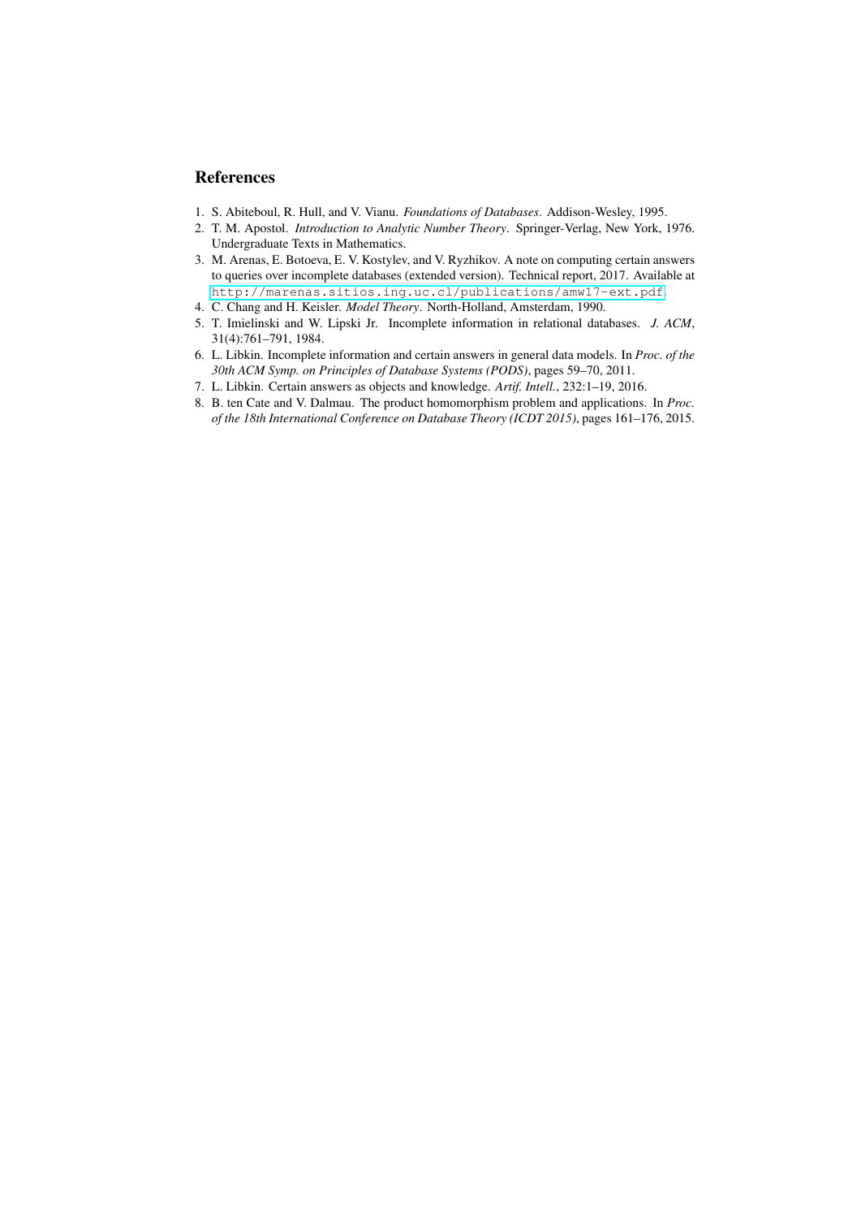## References

1. S. Abiteboul, R. Hull, and V. Vianu. *Foundations of Databases*. Addison-Wesley, 1995.
2. T. M. Apostol. *Introduction to Analytic Number Theory*. Springer-Verlag, New York, 1976. Undergraduate Texts in Mathematics.
3. M. Arenas, E. Botoeva, E. V. Kostylev, and V. Ryzhikov. A note on computing certain answers to queries over incomplete databases (extended version). Technical report, 2017. Available at http://marenas.sitios.ing.uc.cl/publications/amw17-ext.pdf.
4. C. Chang and H. Keisler. *Model Theory*. North-Holland, Amsterdam, 1990.
5. T. Imielinski and W. Lipski Jr. Incomplete information in relational databases. *J. ACM*, 31(4):761–791, 1984.
6. L. Libkin. Incomplete information and certain answers in general data models. In *Proc. of the 30th ACM Symp. on Principles of Database Systems (PODS)*, pages 59–70, 2011.
7. L. Libkin. Certain answers as objects and knowledge. *Artif. Intell.*, 232:1–19, 2016.
8. B. ten Cate and V. Dalmau. The product homomorphism problem and applications. In *Proc. of the 18th International Conference on Database Theory (ICDT 2015)*, pages 161–176, 2015.